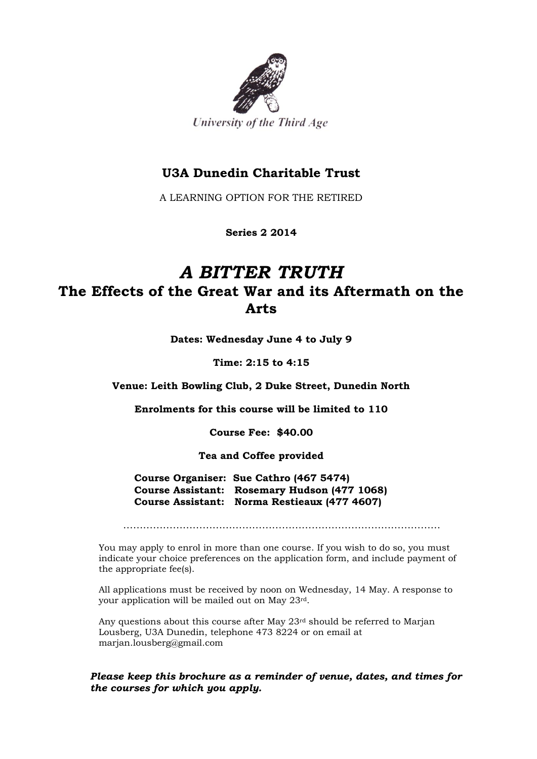University of the Third Age

## U3A Dunedin Charitable Trust

A LEARNING OPTION FOR THE RETIRED

**Series 2 2014**

# *A BITTER TRUTH*

## The Effects of the Great War and its Aftermath on the Arts

**Dates: Wednesday June 4 to July 9**

**Time: 2:15 to 4:15**

**Venue: Leith Bowling Club, 2 Duke Street, Dunedin North**

**Enrolments for this course will be limited to 110**

**Course Fee: $40.00**

**Tea and Coffee provided**

**Course Organiser: Sue Cathro (467 5474)**
**Course Assistant: Rosemary Hudson (477 1068)**
**Course Assistant: Norma Restieaux (477 4607)**

.........................................................................................

You may apply to enrol in more than one course. If you wish to do so, you must indicate your choice preferences on the application form, and include payment of the appropriate fee(s).

All applications must be received by noon on Wednesday, 14 May. A response to your application will be mailed out on May 23rd.

Any questions about this course after May 23rd should be referred to Marjan Lousberg, U3A Dunedin, telephone 473 8224 or on email at marjan.lousberg@gmail.com

***Please keep this brochure as a reminder of venue, dates, and times for the courses for which you apply.***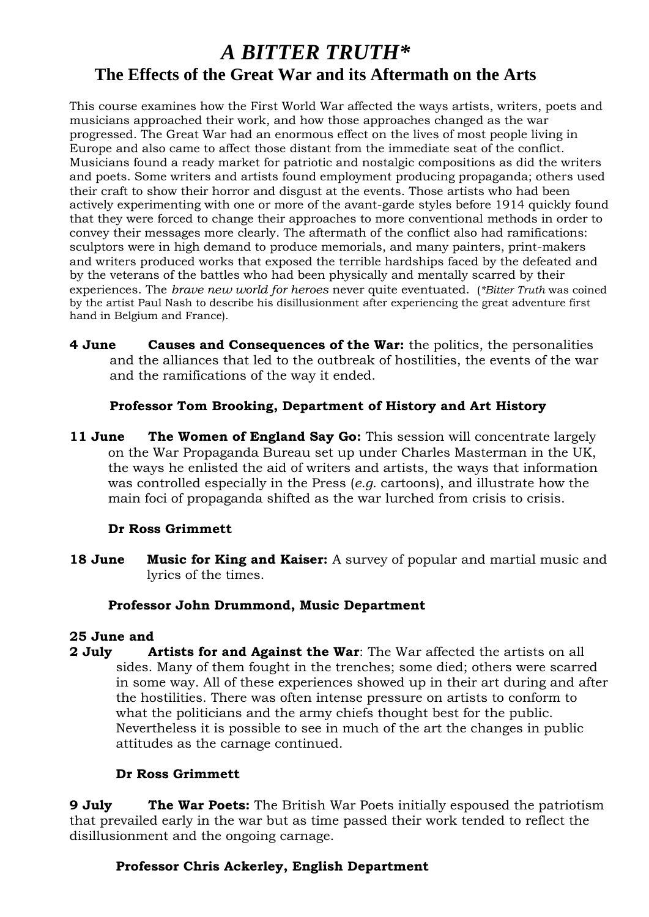# *A BITTER TRUTH**

## The Effects of the Great War and its Aftermath on the Arts

This course examines how the First World War affected the ways artists, writers, poets and musicians approached their work, and how those approaches changed as the war progressed. The Great War had an enormous effect on the lives of most people living in Europe and also came to affect those distant from the immediate seat of the conflict. Musicians found a ready market for patriotic and nostalgic compositions as did the writers and poets. Some writers and artists found employment producing propaganda; others used their craft to show their horror and disgust at the events. Those artists who had been actively experimenting with one or more of the avant-garde styles before 1914 quickly found that they were forced to change their approaches to more conventional methods in order to convey their messages more clearly. The aftermath of the conflict also had ramifications: sculptors were in high demand to produce memorials, and many painters, print-makers and writers produced works that exposed the terrible hardships faced by the defeated and by the veterans of the battles who had been physically and mentally scarred by their experiences. The *brave new world for heroes* never quite eventuated. (*\*Bitter Truth* was coined by the artist Paul Nash to describe his disillusionment after experiencing the great adventure first hand in Belgium and France).

**4 June** **Causes and Consequences of the War:** the politics, the personalities and the alliances that led to the outbreak of hostilities, the events of the war and the ramifications of the way it ended.

**Professor Tom Brooking, Department of History and Art History**

**11 June** **The Women of England Say Go:** This session will concentrate largely on the War Propaganda Bureau set up under Charles Masterman in the UK, the ways he enlisted the aid of writers and artists, the ways that information was controlled especially in the Press (*e.g.* cartoons), and illustrate how the main foci of propaganda shifted as the war lurched from crisis to crisis.

**Dr Ross Grimmett**

**18 June** **Music for King and Kaiser:** A survey of popular and martial music and lyrics of the times.

**Professor John Drummond, Music Department**

**25 June and**
**2 July** **Artists for and Against the War**: The War affected the artists on all sides. Many of them fought in the trenches; some died; others were scarred in some way. All of these experiences showed up in their art during and after the hostilities. There was often intense pressure on artists to conform to what the politicians and the army chiefs thought best for the public. Nevertheless it is possible to see in much of the art the changes in public attitudes as the carnage continued.

**Dr Ross Grimmett**

**9 July** **The War Poets:** The British War Poets initially espoused the patriotism that prevailed early in the war but as time passed their work tended to reflect the disillusionment and the ongoing carnage.

**Professor Chris Ackerley, English Department**